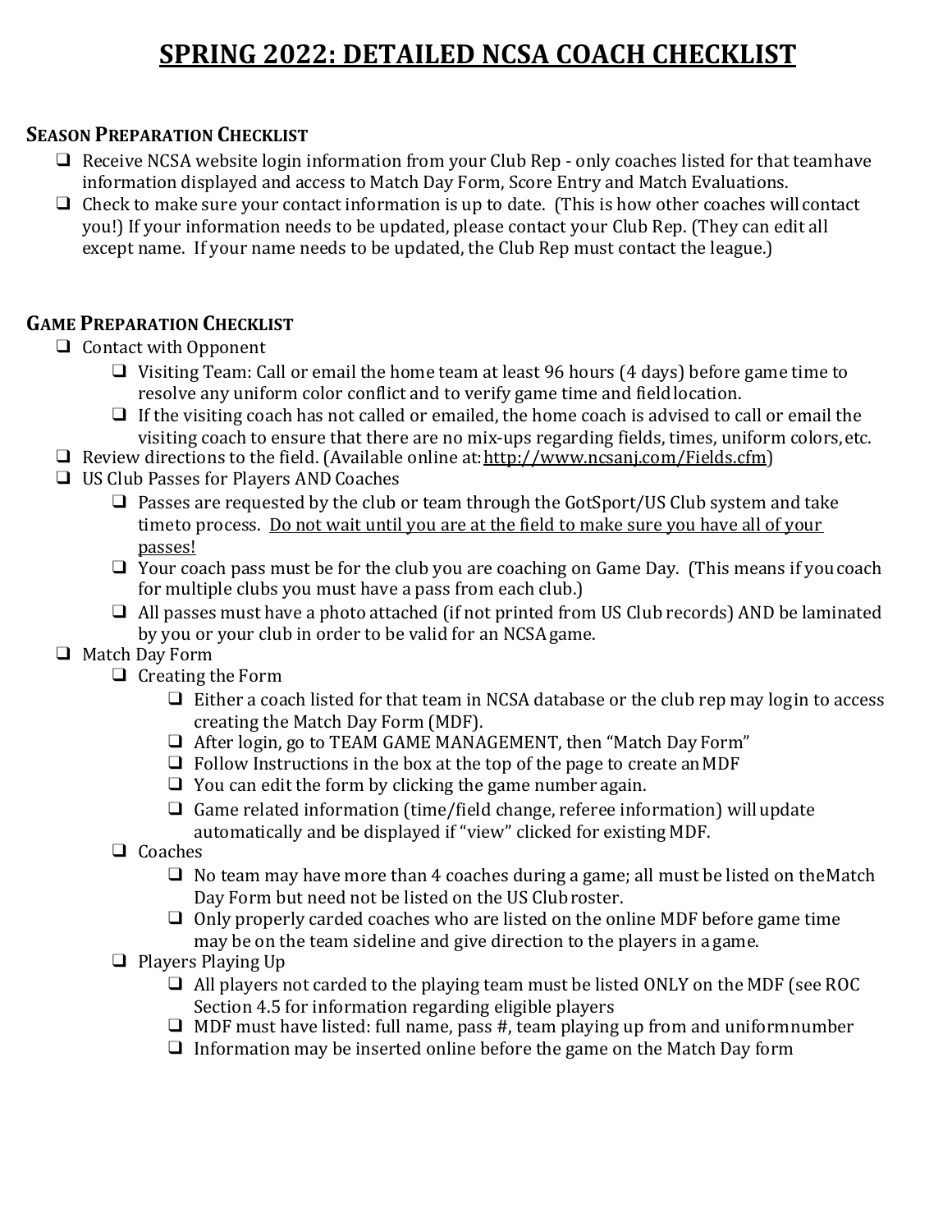# SPRING 2022: DETAILED NCSA COACH CHECKLIST

## Season Preparation Checklist

- ❑ Receive NCSA website login information from your Club Rep - only coaches listed for that teamhave information displayed and access to Match Day Form, Score Entry and Match Evaluations.
- ❑ Check to make sure your contact information is up to date. (This is how other coaches will contact you!) If your information needs to be updated, please contact your Club Rep. (They can edit all except name. If your name needs to be updated, the Club Rep must contact the league.)

## Game Preparation Checklist

- ❑ Contact with Opponent
  - ❑ Visiting Team: Call or email the home team at least 96 hours (4 days) before game time to resolve any uniform color conflict and to verify game time and fieldlocation.
  - ❑ If the visiting coach has not called or emailed, the home coach is advised to call or email the visiting coach to ensure that there are no mix-ups regarding fields, times, uniform colors,etc.
- ❑ Review directions to the field. (Available online at: http://www.ncsanj.com/Fields.cfm)
- ❑ US Club Passes for Players AND Coaches
  - ❑ Passes are requested by the club or team through the GotSport/US Club system and take timeto process. <u>Do not wait until you are at the field to make sure you have all of your passes!</u>
  - ❑ Your coach pass must be for the club you are coaching on Game Day. (This means if you coach for multiple clubs you must have a pass from each club.)
  - ❑ All passes must have a photo attached (if not printed from US Club records) AND be laminated by you or your club in order to be valid for an NCSA game.
- ❑ Match Day Form
  - ❑ Creating the Form
    - ❑ Either a coach listed for that team in NCSA database or the club rep may login to access creating the Match Day Form (MDF).
    - ❑ After login, go to TEAM GAME MANAGEMENT, then "Match Day Form"
    - ❑ Follow Instructions in the box at the top of the page to create an MDF
    - ❑ You can edit the form by clicking the game number again.
    - ❑ Game related information (time/field change, referee information) will update automatically and be displayed if "view" clicked for existing MDF.
  - ❑ Coaches
    - ❑ No team may have more than 4 coaches during a game; all must be listed on theMatch Day Form but need not be listed on the US Club roster.
    - ❑ Only properly carded coaches who are listed on the online MDF before game time may be on the team sideline and give direction to the players in a game.
  - ❑ Players Playing Up
    - ❑ All players not carded to the playing team must be listed ONLY on the MDF (see ROC Section 4.5 for information regarding eligible players
    - ❑ MDF must have listed: full name, pass #, team playing up from and uniformnumber
    - ❑ Information may be inserted online before the game on the Match Day form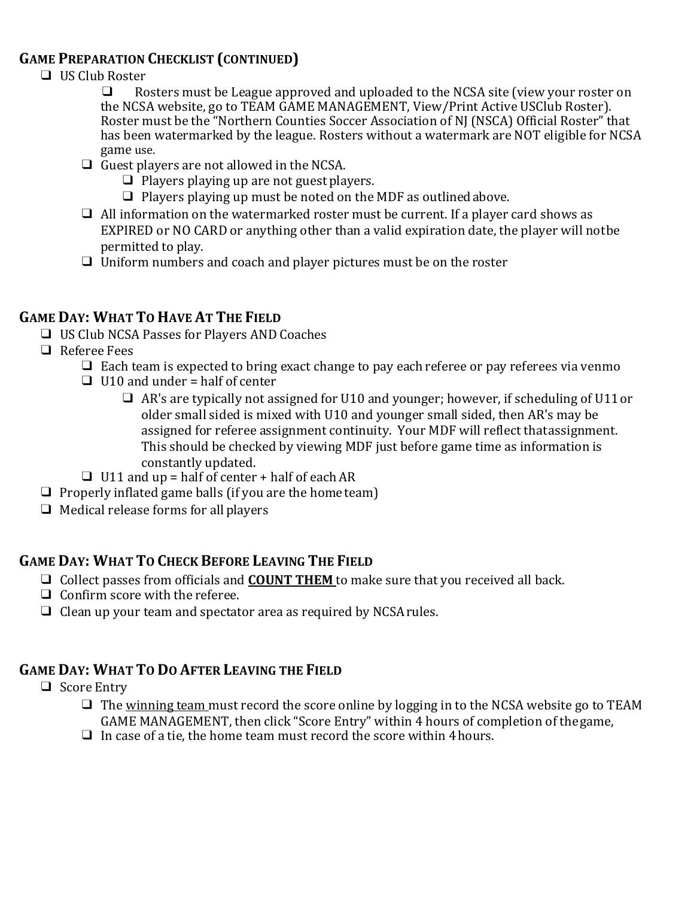## GAME PREPARATION CHECKLIST (CONTINUED)

- ❑ US Club Roster
  - ❑ Rosters must be League approved and uploaded to the NCSA site (view your roster on the NCSA website, go to TEAM GAME MANAGEMENT, View/Print Active USClub Roster). Roster must be the "Northern Counties Soccer Association of NJ (NSCA) Official Roster" that has been watermarked by the league. Rosters without a watermark are NOT eligible for NCSA game use.
  - ❑ Guest players are not allowed in the NCSA.
    - ❑ Players playing up are not guest players.
    - ❑ Players playing up must be noted on the MDF as outlined above.
  - ❑ All information on the watermarked roster must be current. If a player card shows as EXPIRED or NO CARD or anything other than a valid expiration date, the player will not be permitted to play.
  - ❑ Uniform numbers and coach and player pictures must be on the roster

## GAME DAY: WHAT TO HAVE AT THE FIELD

- ❑ US Club NCSA Passes for Players AND Coaches
- ❑ Referee Fees
  - ❑ Each team is expected to bring exact change to pay each referee or pay referees via venmo
  - ❑ U10 and under = half of center
    - ❑ AR's are typically not assigned for U10 and younger; however, if scheduling of U11 or older small sided is mixed with U10 and younger small sided, then AR's may be assigned for referee assignment continuity. Your MDF will reflect that assignment. This should be checked by viewing MDF just before game time as information is constantly updated.
  - ❑ U11 and up = half of center + half of each AR
- ❑ Properly inflated game balls (if you are the home team)
- ❑ Medical release forms for all players

## GAME DAY: WHAT TO CHECK BEFORE LEAVING THE FIELD

- ❑ Collect passes from officials and **COUNT THEM** to make sure that you received all back.
- ❑ Confirm score with the referee.
- ❑ Clean up your team and spectator area as required by NCSA rules.

## GAME DAY: WHAT TO DO AFTER LEAVING THE FIELD

- ❑ Score Entry
  - ❑ The winning team must record the score online by logging in to the NCSA website go to TEAM GAME MANAGEMENT, then click "Score Entry" within 4 hours of completion of the game,
  - ❑ In case of a tie, the home team must record the score within 4 hours.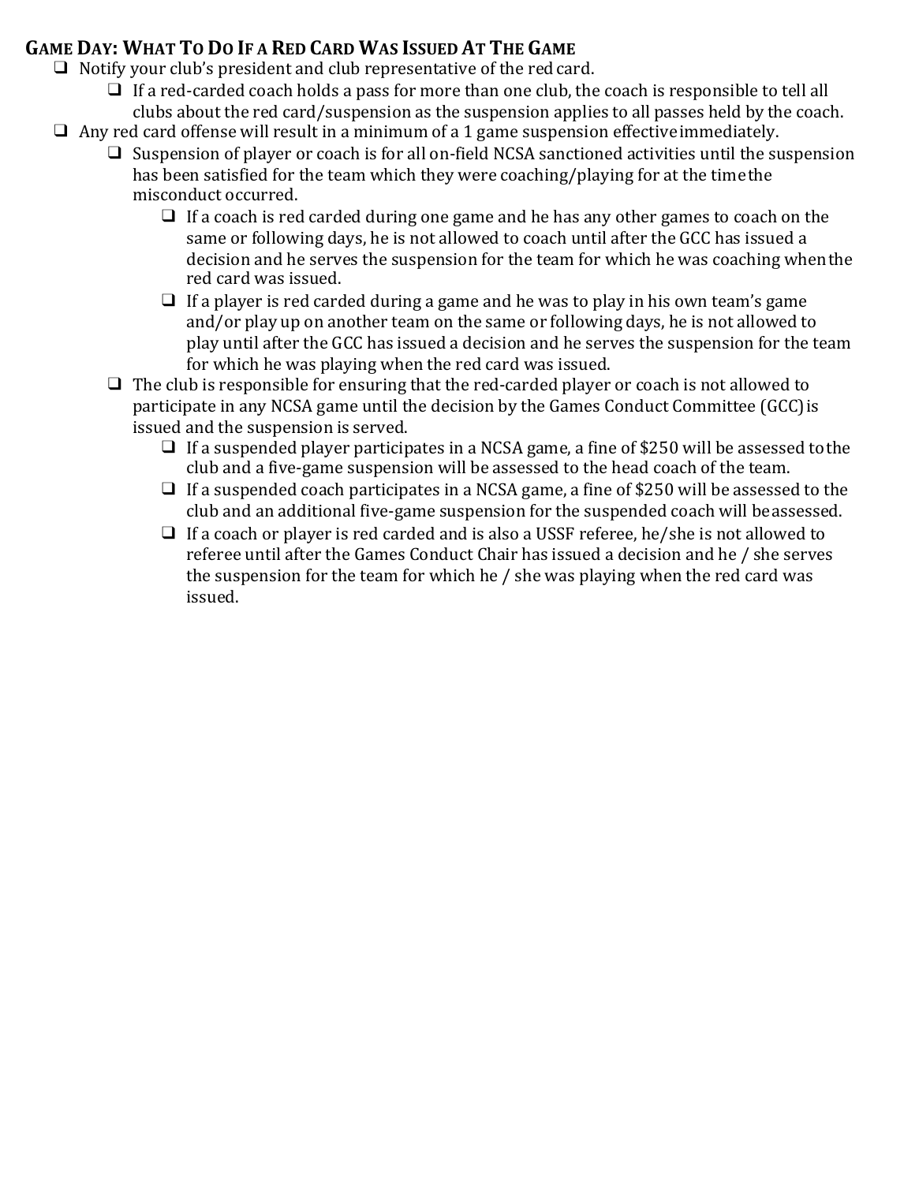## GAME DAY: WHAT TO DO IF A RED CARD WAS ISSUED AT THE GAME

- ❑ Notify your club's president and club representative of the red card.
  - ❑ If a red-carded coach holds a pass for more than one club, the coach is responsible to tell all clubs about the red card/suspension as the suspension applies to all passes held by the coach.
- ❑ Any red card offense will result in a minimum of a 1 game suspension effective immediately.
  - ❑ Suspension of player or coach is for all on-field NCSA sanctioned activities until the suspension has been satisfied for the team which they were coaching/playing for at the time the misconduct occurred.
    - ❑ If a coach is red carded during one game and he has any other games to coach on the same or following days, he is not allowed to coach until after the GCC has issued a decision and he serves the suspension for the team for which he was coaching when the red card was issued.
    - ❑ If a player is red carded during a game and he was to play in his own team's game and/or play up on another team on the same or following days, he is not allowed to play until after the GCC has issued a decision and he serves the suspension for the team for which he was playing when the red card was issued.
  - ❑ The club is responsible for ensuring that the red-carded player or coach is not allowed to participate in any NCSA game until the decision by the Games Conduct Committee (GCC) is issued and the suspension is served.
    - ❑ If a suspended player participates in a NCSA game, a fine of $250 will be assessed to the club and a five-game suspension will be assessed to the head coach of the team.
    - ❑ If a suspended coach participates in a NCSA game, a fine of $250 will be assessed to the club and an additional five-game suspension for the suspended coach will be assessed.
    - ❑ If a coach or player is red carded and is also a USSF referee, he/she is not allowed to referee until after the Games Conduct Chair has issued a decision and he / she serves the suspension for the team for which he / she was playing when the red card was issued.